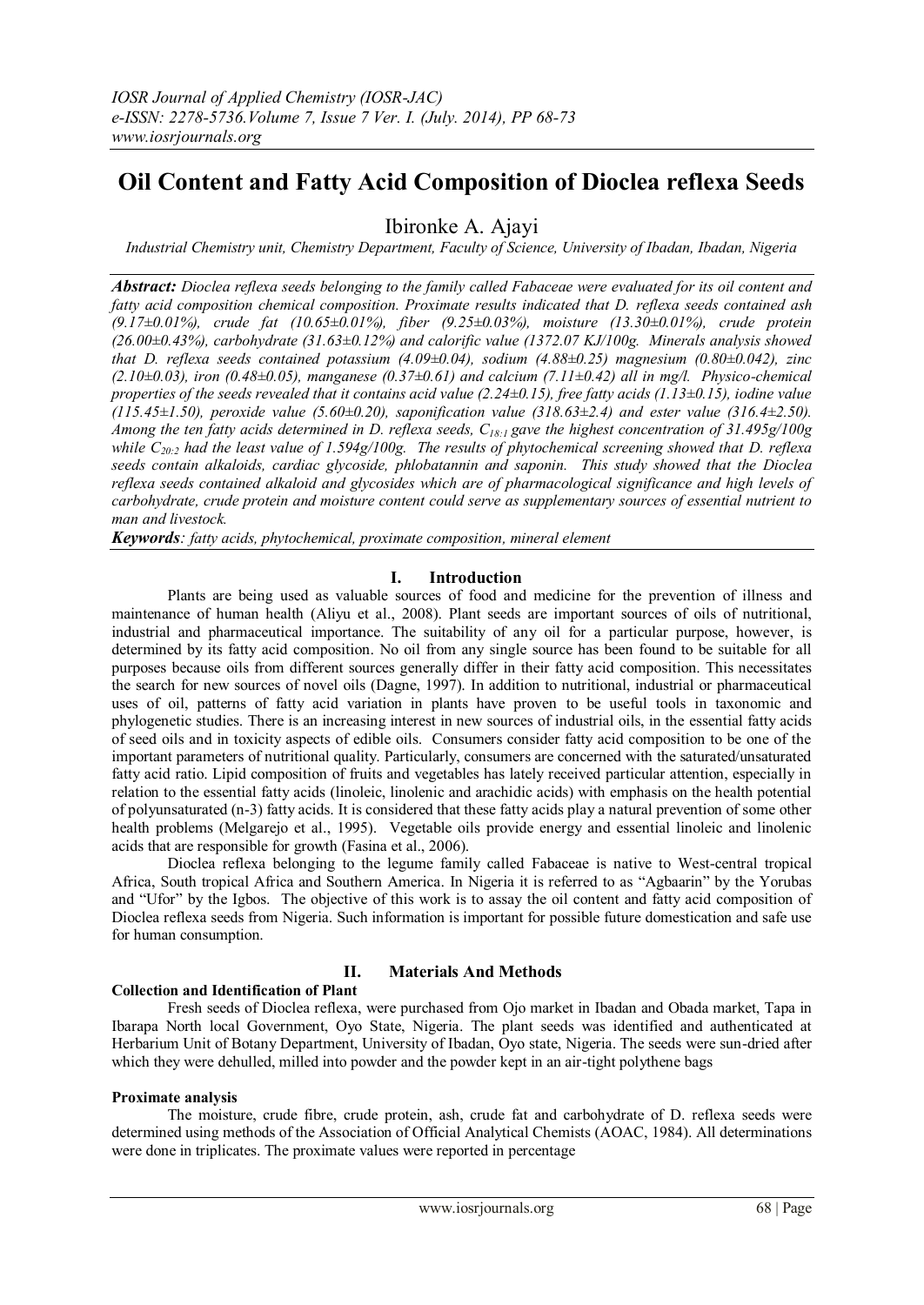# Oil Content and Fatty Acid Composition of Dioclea reflexa Seeds

Ibironke A. Ajayi

*Industrial Chemistry unit, Chemistry Department, Faculty of Science, University of Ibadan, Ibadan, Nigeria*

***Abstract:*** *Dioclea reflexa seeds belonging to the family called Fabaceae were evaluated for its oil content and fatty acid composition chemical composition. Proximate results indicated that D. reflexa seeds contained ash (9.17±0.01%), crude fat (10.65±0.01%), fiber (9.25±0.03%), moisture (13.30±0.01%), crude protein (26.00±0.43%), carbohydrate (31.63±0.12%) and calorific value (1372.07 KJ/100g. Minerals analysis showed that D. reflexa seeds contained potassium (4.09±0.04), sodium (4.88±0.25) magnesium (0.80±0.042), zinc (2.10±0.03), iron (0.48±0.05), manganese (0.37±0.61) and calcium (7.11±0.42) all in mg/l. Physico-chemical properties of the seeds revealed that it contains acid value (2.24±0.15), free fatty acids (1.13±0.15), iodine value (115.45±1.50), peroxide value (5.60±0.20), saponification value (318.63±2.4) and ester value (316.4±2.50). Among the ten fatty acids determined in D. reflexa seeds, $C_{18:1}$ gave the highest concentration of 31.495g/100g while $C_{20:2}$ had the least value of 1.594g/100g. The results of phytochemical screening showed that D. reflexa seeds contain alkaloids, cardiac glycoside, phlobatannin and saponin. This study showed that the Dioclea reflexa seeds contained alkaloid and glycosides which are of pharmacological significance and high levels of carbohydrate, crude protein and moisture content could serve as supplementary sources of essential nutrient to man and livestock.*

***Keywords****: fatty acids, phytochemical, proximate composition, mineral element*

## I. Introduction

Plants are being used as valuable sources of food and medicine for the prevention of illness and maintenance of human health (Aliyu et al., 2008). Plant seeds are important sources of oils of nutritional, industrial and pharmaceutical importance. The suitability of any oil for a particular purpose, however, is determined by its fatty acid composition. No oil from any single source has been found to be suitable for all purposes because oils from different sources generally differ in their fatty acid composition. This necessitates the search for new sources of novel oils (Dagne, 1997). In addition to nutritional, industrial or pharmaceutical uses of oil, patterns of fatty acid variation in plants have proven to be useful tools in taxonomic and phylogenetic studies. There is an increasing interest in new sources of industrial oils, in the essential fatty acids of seed oils and in toxicity aspects of edible oils. Consumers consider fatty acid composition to be one of the important parameters of nutritional quality. Particularly, consumers are concerned with the saturated/unsaturated fatty acid ratio. Lipid composition of fruits and vegetables has lately received particular attention, especially in relation to the essential fatty acids (linoleic, linolenic and arachidic acids) with emphasis on the health potential of polyunsaturated (n-3) fatty acids. It is considered that these fatty acids play a natural prevention of some other health problems (Melgarejo et al., 1995). Vegetable oils provide energy and essential linoleic and linolenic acids that are responsible for growth (Fasina et al., 2006).

Dioclea reflexa belonging to the legume family called Fabaceae is native to West-central tropical Africa, South tropical Africa and Southern America. In Nigeria it is referred to as "Agbaarin" by the Yorubas and "Ufor" by the Igbos. The objective of this work is to assay the oil content and fatty acid composition of Dioclea reflexa seeds from Nigeria. Such information is important for possible future domestication and safe use for human consumption.

## II. Materials And Methods

### Collection and Identification of Plant

Fresh seeds of Dioclea reflexa, were purchased from Ojo market in Ibadan and Obada market, Tapa in Ibarapa North local Government, Oyo State, Nigeria. The plant seeds was identified and authenticated at Herbarium Unit of Botany Department, University of Ibadan, Oyo state, Nigeria. The seeds were sun-dried after which they were dehulled, milled into powder and the powder kept in an air-tight polythene bags

### Proximate analysis

The moisture, crude fibre, crude protein, ash, crude fat and carbohydrate of D. reflexa seeds were determined using methods of the Association of Official Analytical Chemists (AOAC, 1984). All determinations were done in triplicates. The proximate values were reported in percentage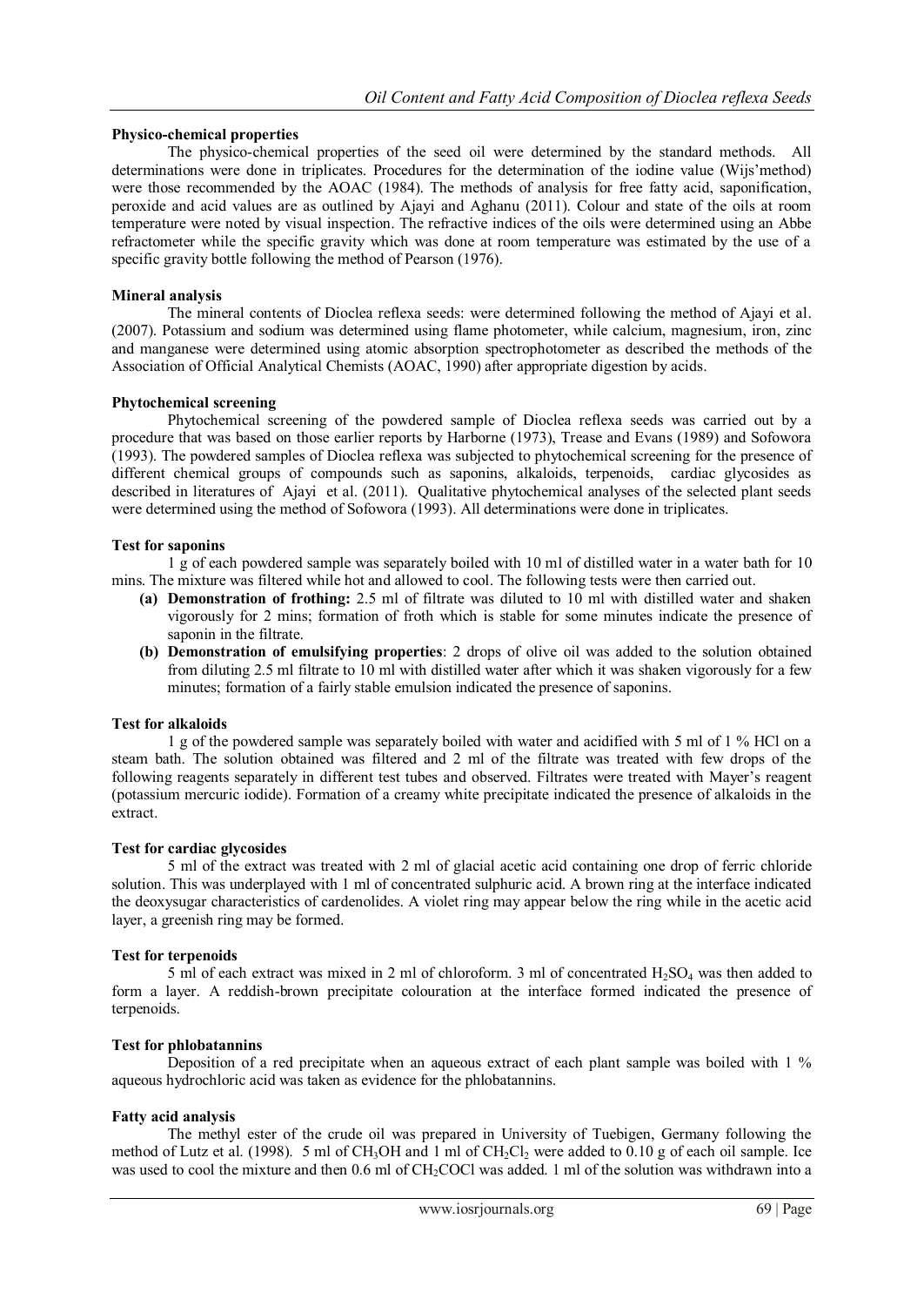**Physico-chemical properties**

The physico-chemical properties of the seed oil were determined by the standard methods. All determinations were done in triplicates. Procedures for the determination of the iodine value (Wijs'method) were those recommended by the AOAC (1984). The methods of analysis for free fatty acid, saponification, peroxide and acid values are as outlined by Ajayi and Aghanu (2011). Colour and state of the oils at room temperature were noted by visual inspection. The refractive indices of the oils were determined using an Abbe refractometer while the specific gravity which was done at room temperature was estimated by the use of a specific gravity bottle following the method of Pearson (1976).

**Mineral analysis**

The mineral contents of Dioclea reflexa seeds: were determined following the method of Ajayi et al. (2007). Potassium and sodium was determined using flame photometer, while calcium, magnesium, iron, zinc and manganese were determined using atomic absorption spectrophotometer as described the methods of the Association of Official Analytical Chemists (AOAC, 1990) after appropriate digestion by acids.

**Phytochemical screening**

Phytochemical screening of the powdered sample of Dioclea reflexa seeds was carried out by a procedure that was based on those earlier reports by Harborne (1973), Trease and Evans (1989) and Sofowora (1993). The powdered samples of Dioclea reflexa was subjected to phytochemical screening for the presence of different chemical groups of compounds such as saponins, alkaloids, terpenoids, cardiac glycosides as described in literatures of Ajayi et al. (2011). Qualitative phytochemical analyses of the selected plant seeds were determined using the method of Sofowora (1993). All determinations were done in triplicates.

**Test for saponins**

1 g of each powdered sample was separately boiled with 10 ml of distilled water in a water bath for 10 mins. The mixture was filtered while hot and allowed to cool. The following tests were then carried out.

- **(a) Demonstration of frothing:** 2.5 ml of filtrate was diluted to 10 ml with distilled water and shaken vigorously for 2 mins; formation of froth which is stable for some minutes indicate the presence of saponin in the filtrate.
- **(b) Demonstration of emulsifying properties**: 2 drops of olive oil was added to the solution obtained from diluting 2.5 ml filtrate to 10 ml with distilled water after which it was shaken vigorously for a few minutes; formation of a fairly stable emulsion indicated the presence of saponins.

**Test for alkaloids**

1 g of the powdered sample was separately boiled with water and acidified with 5 ml of 1 % HCl on a steam bath. The solution obtained was filtered and 2 ml of the filtrate was treated with few drops of the following reagents separately in different test tubes and observed. Filtrates were treated with Mayer's reagent (potassium mercuric iodide). Formation of a creamy white precipitate indicated the presence of alkaloids in the extract.

**Test for cardiac glycosides**

5 ml of the extract was treated with 2 ml of glacial acetic acid containing one drop of ferric chloride solution. This was underplayed with 1 ml of concentrated sulphuric acid. A brown ring at the interface indicated the deoxysugar characteristics of cardenolides. A violet ring may appear below the ring while in the acetic acid layer, a greenish ring may be formed.

**Test for terpenoids**

5 ml of each extract was mixed in 2 ml of chloroform. 3 ml of concentrated $H_2SO_4$ was then added to form a layer. A reddish-brown precipitate colouration at the interface formed indicated the presence of terpenoids.

**Test for phlobatannins**

Deposition of a red precipitate when an aqueous extract of each plant sample was boiled with 1 % aqueous hydrochloric acid was taken as evidence for the phlobatannins.

**Fatty acid analysis**

The methyl ester of the crude oil was prepared in University of Tuebigen, Germany following the method of Lutz et al. (1998). 5 ml of $CH_3OH$ and 1 ml of $CH_2Cl_2$ were added to 0.10 g of each oil sample. Ice was used to cool the mixture and then 0.6 ml of $CH_2COCl$ was added. 1 ml of the solution was withdrawn into a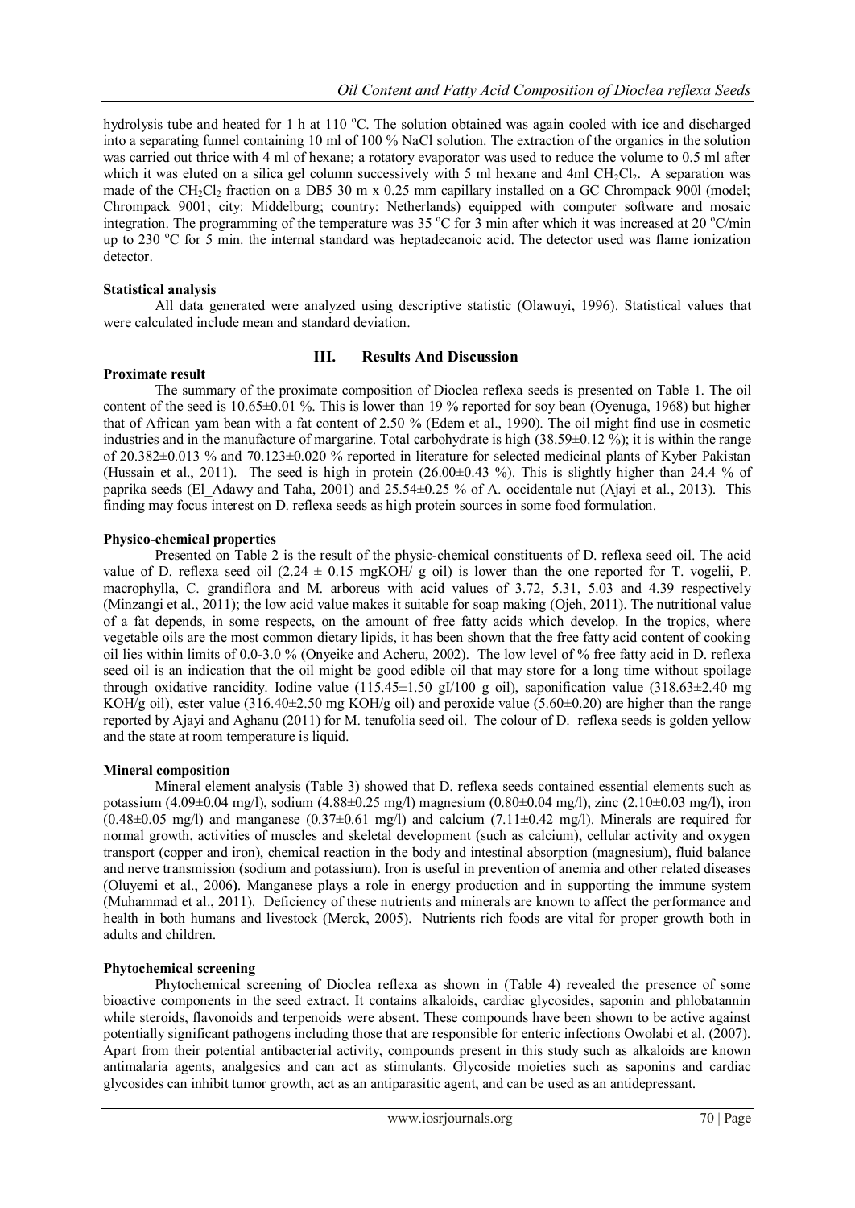hydrolysis tube and heated for 1 h at 110 °C. The solution obtained was again cooled with ice and discharged into a separating funnel containing 10 ml of 100 % NaCl solution. The extraction of the organics in the solution was carried out thrice with 4 ml of hexane; a rotatory evaporator was used to reduce the volume to 0.5 ml after which it was eluted on a silica gel column successively with 5 ml hexane and 4ml $CH_2Cl_2$. A separation was made of the $CH_2Cl_2$ fraction on a DB5 30 m x 0.25 mm capillary installed on a GC Chrompack 900l (model; Chrompack 9001; city: Middelburg; country: Netherlands) equipped with computer software and mosaic integration. The programming of the temperature was 35 °C for 3 min after which it was increased at 20 °C/min up to 230 °C for 5 min. the internal standard was heptadecanoic acid. The detector used was flame ionization detector.

**Statistical analysis**

All data generated were analyzed using descriptive statistic (Olawuyi, 1996). Statistical values that were calculated include mean and standard deviation.

## III. Results And Discussion

**Proximate result**

The summary of the proximate composition of Dioclea reflexa seeds is presented on Table 1. The oil content of the seed is 10.65±0.01 %. This is lower than 19 % reported for soy bean (Oyenuga, 1968) but higher that of African yam bean with a fat content of 2.50 % (Edem et al., 1990). The oil might find use in cosmetic industries and in the manufacture of margarine. Total carbohydrate is high (38.59±0.12 %); it is within the range of 20.382±0.013 % and 70.123±0.020 % reported in literature for selected medicinal plants of Kyber Pakistan (Hussain et al., 2011). The seed is high in protein (26.00±0.43 %). This is slightly higher than 24.4 % of paprika seeds (El_Adawy and Taha, 2001) and 25.54±0.25 % of A. occidentale nut (Ajayi et al., 2013). This finding may focus interest on D. reflexa seeds as high protein sources in some food formulation.

**Physico-chemical properties**

Presented on Table 2 is the result of the physic-chemical constituents of D. reflexa seed oil. The acid value of D. reflexa seed oil (2.24 ± 0.15 mgKOH/ g oil) is lower than the one reported for T. vogelii, P. macrophylla, C. grandiflora and M. arboreus with acid values of 3.72, 5.31, 5.03 and 4.39 respectively (Minzangi et al., 2011); the low acid value makes it suitable for soap making (Ojeh, 2011). The nutritional value of a fat depends, in some respects, on the amount of free fatty acids which develop. In the tropics, where vegetable oils are the most common dietary lipids, it has been shown that the free fatty acid content of cooking oil lies within limits of 0.0-3.0 % (Onyeike and Acheru, 2002). The low level of % free fatty acid in D. reflexa seed oil is an indication that the oil might be good edible oil that may store for a long time without spoilage through oxidative rancidity. Iodine value (115.45±1.50 gI/100 g oil), saponification value (318.63±2.40 mg KOH/g oil), ester value (316.40±2.50 mg KOH/g oil) and peroxide value (5.60±0.20) are higher than the range reported by Ajayi and Aghanu (2011) for M. tenufolia seed oil. The colour of D. reflexa seeds is golden yellow and the state at room temperature is liquid.

**Mineral composition**

Mineral element analysis (Table 3) showed that D. reflexa seeds contained essential elements such as potassium (4.09±0.04 mg/l), sodium (4.88±0.25 mg/l) magnesium (0.80±0.04 mg/l), zinc (2.10±0.03 mg/l), iron (0.48±0.05 mg/l) and manganese (0.37±0.61 mg/l) and calcium (7.11±0.42 mg/l). Minerals are required for normal growth, activities of muscles and skeletal development (such as calcium), cellular activity and oxygen transport (copper and iron), chemical reaction in the body and intestinal absorption (magnesium), fluid balance and nerve transmission (sodium and potassium). Iron is useful in prevention of anemia and other related diseases (Oluyemi et al., 2006). Manganese plays a role in energy production and in supporting the immune system (Muhammad et al., 2011). Deficiency of these nutrients and minerals are known to affect the performance and health in both humans and livestock (Merck, 2005). Nutrients rich foods are vital for proper growth both in adults and children.

**Phytochemical screening**

Phytochemical screening of Dioclea reflexa as shown in (Table 4) revealed the presence of some bioactive components in the seed extract. It contains alkaloids, cardiac glycosides, saponin and phlobatannin while steroids, flavonoids and terpenoids were absent. These compounds have been shown to be active against potentially significant pathogens including those that are responsible for enteric infections Owolabi et al. (2007). Apart from their potential antibacterial activity, compounds present in this study such as alkaloids are known antimalaria agents, analgesics and can act as stimulants. Glycoside moieties such as saponins and cardiac glycosides can inhibit tumor growth, act as an antiparasitic agent, and can be used as an antidepressant.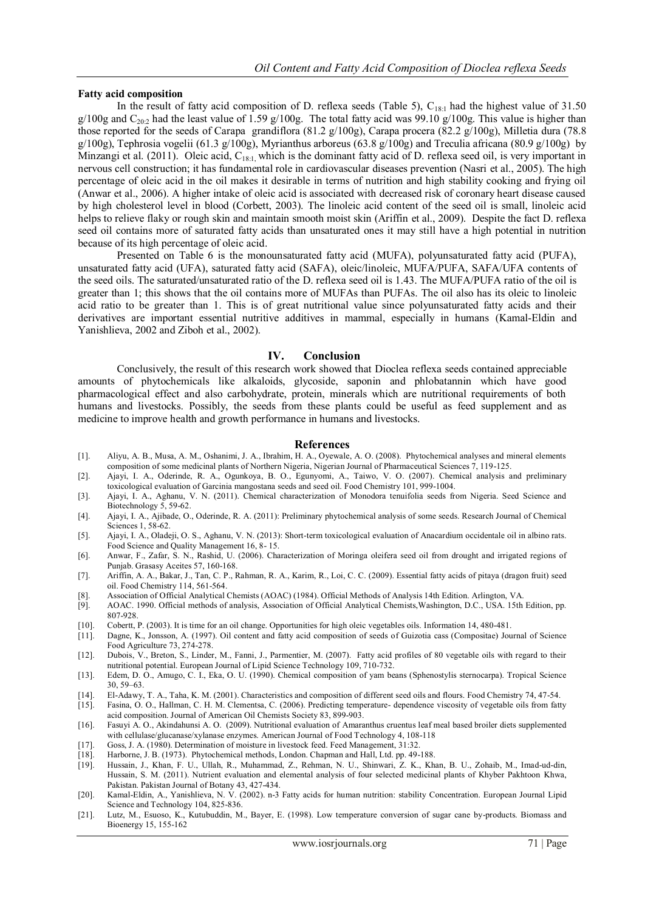**Fatty acid composition**

In the result of fatty acid composition of D. reflexa seeds (Table 5), $C_{18:1}$ had the highest value of 31.50 g/100g and $C_{20:2}$ had the least value of 1.59 g/100g. The total fatty acid was 99.10 g/100g. This value is higher than those reported for the seeds of Carapa grandiflora (81.2 g/100g), Carapa procera (82.2 g/100g), Milletia dura (78.8 g/100g), Tephrosia vogelii (61.3 g/100g), Myrianthus arboreus (63.8 g/100g) and Treculia africana (80.9 g/100g) by Minzangi et al. (2011). Oleic acid, $C_{18:1,}$ which is the dominant fatty acid of D. reflexa seed oil, is very important in nervous cell construction; it has fundamental role in cardiovascular diseases prevention (Nasri et al., 2005). The high percentage of oleic acid in the oil makes it desirable in terms of nutrition and high stability cooking and frying oil (Anwar et al., 2006). A higher intake of oleic acid is associated with decreased risk of coronary heart disease caused by high cholesterol level in blood (Corbett, 2003). The linoleic acid content of the seed oil is small, linoleic acid helps to relieve flaky or rough skin and maintain smooth moist skin (Ariffin et al., 2009). Despite the fact D. reflexa seed oil contains more of saturated fatty acids than unsaturated ones it may still have a high potential in nutrition because of its high percentage of oleic acid.

Presented on Table 6 is the monounsaturated fatty acid (MUFA), polyunsaturated fatty acid (PUFA), unsaturated fatty acid (UFA), saturated fatty acid (SAFA), oleic/linoleic, MUFA/PUFA, SAFA/UFA contents of the seed oils. The saturated/unsaturated ratio of the D. reflexa seed oil is 1.43. The MUFA/PUFA ratio of the oil is greater than 1; this shows that the oil contains more of MUFAs than PUFAs. The oil also has its oleic to linoleic acid ratio to be greater than 1. This is of great nutritional value since polyunsaturated fatty acids and their derivatives are important essential nutritive additives in mammal, especially in humans (Kamal-Eldin and Yanishlieva, 2002 and Ziboh et al., 2002).

## IV. Conclusion

Conclusively, the result of this research work showed that Dioclea reflexa seeds contained appreciable amounts of phytochemicals like alkaloids, glycoside, saponin and phlobatannin which have good pharmacological effect and also carbohydrate, protein, minerals which are nutritional requirements of both humans and livestocks. Possibly, the seeds from these plants could be useful as feed supplement and as medicine to improve health and growth performance in humans and livestocks.

## References

[1]. Aliyu, A. B., Musa, A. M., Oshanimi, J. A., Ibrahim, H. A., Oyewale, A. O. (2008). Phytochemical analyses and mineral elements composition of some medicinal plants of Northern Nigeria, Nigerian Journal of Pharmaceutical Sciences 7, 119-125.

[2]. Ajayi, I. A., Oderinde, R. A., Ogunkoya, B. O., Egunyomi, A., Taiwo, V. O. (2007). Chemical analysis and preliminary toxicological evaluation of Garcinia mangostana seeds and seed oil. Food Chemistry 101, 999-1004.

[3]. Ajayi, I. A., Aghanu, V. N. (2011). Chemical characterization of Monodora tenuifolia seeds from Nigeria. Seed Science and Biotechnology 5, 59-62.

[4]. Ajayi, I. A., Ajibade, O., Oderinde, R. A. (2011): Preliminary phytochemical analysis of some seeds. Research Journal of Chemical Sciences 1, 58-62.

[5]. Ajayi, I. A., Oladeji, O. S., Aghanu, V. N. (2013): Short-term toxicological evaluation of Anacardium occidentale oil in albino rats. Food Science and Quality Management 16, 8- 15.

[6]. Anwar, F., Zafar, S. N., Rashid, U. (2006). Characterization of Moringa oleifera seed oil from drought and irrigated regions of Punjab. Grasasy Aceites 57, 160-168.

[7]. Ariffin, A. A., Bakar, J., Tan, C. P., Rahman, R. A., Karim, R., Loi, C. C. (2009). Essential fatty acids of pitaya (dragon fruit) seed oil. Food Chemistry 114, 561-564.

[8]. Association of Official Analytical Chemists (AOAC) (1984). Official Methods of Analysis 14th Edition. Arlington, VA.

[9]. AOAC. 1990. Official methods of analysis, Association of Official Analytical Chemists,Washington, D.C., USA. 15th Edition, pp. 807-928.

[10]. Cobertt, P. (2003). It is time for an oil change. Opportunities for high oleic vegetables oils. Information 14, 480-481.

[11]. Dagne, K., Jonsson, A. (1997). Oil content and fatty acid composition of seeds of Guizotia cass (Compositae) Journal of Science Food Agriculture 73, 274-278.

[12]. Dubois, V., Breton, S., Linder, M., Fanni, J., Parmentier, M. (2007). Fatty acid profiles of 80 vegetable oils with regard to their nutritional potential. European Journal of Lipid Science Technology 109, 710-732.

[13]. Edem, D. O., Amugo, C. I., Eka, O. U. (1990). Chemical composition of yam beans (Sphenostylis sternocarpa). Tropical Science 30, 59–63.

[14]. El-Adawy, T. A., Taha, K. M. (2001). Characteristics and composition of different seed oils and flours. Food Chemistry 74, 47-54.

[15]. Fasina, O. O., Hallman, C. H. M. Clementsa, C. (2006). Predicting temperature- dependence viscosity of vegetable oils from fatty acid composition. Journal of American Oil Chemists Society 83, 899-903.

[16]. Fasuyi A. O., Akindahunsi A. O. (2009). Nutritional evaluation of Amaranthus cruentus leaf meal based broiler diets supplemented with cellulase/glucanase/xylanase enzymes. American Journal of Food Technology 4, 108-118

[17]. Goss, J. A. (1980). Determination of moisture in livestock feed. Feed Management, 31:32.

[18]. Harborne, J. B. (1973). Phytochemical methods, London. Chapman and Hall, Ltd. pp. 49-188.

[19]. Hussain, J., Khan, F. U., Ullah, R., Muhammad, Z., Rehman, N. U., Shinwari, Z. K., Khan, B. U., Zohaib, M., Imad-ud-din, Hussain, S. M. (2011). Nutrient evaluation and elemental analysis of four selected medicinal plants of Khyber Pakhtoon Khwa, Pakistan. Pakistan Journal of Botany 43, 427-434.

[20]. Kamal-Eldin, A., Yanishlieva, N. V. (2002). n-3 Fatty acids for human nutrition: stability Concentration. European Journal Lipid Science and Technology 104, 825-836.

[21]. Lutz, M., Esuoso, K., Kutubuddin, M., Bayer, E. (1998). Low temperature conversion of sugar cane by-products. Biomass and Bioenergy 15, 155-162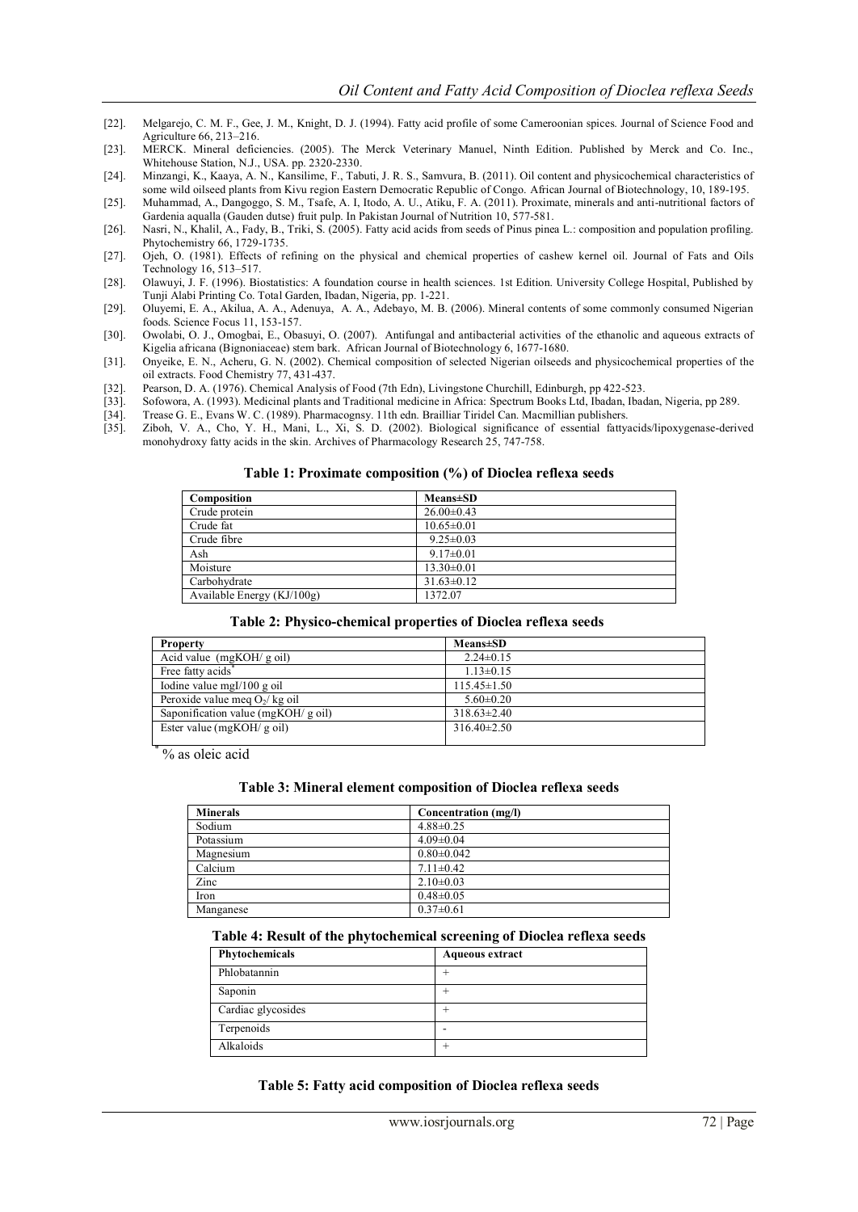[22]. Melgarejo, C. M. F., Gee, J. M., Knight, D. J. (1994). Fatty acid profile of some Cameroonian spices. Journal of Science Food and Agriculture 66, 213–216.

[23]. MERCK. Mineral deficiencies. (2005). The Merck Veterinary Manuel, Ninth Edition. Published by Merck and Co. Inc., Whitehouse Station, N.J., USA. pp. 2320-2330.

[24]. Minzangi, K., Kaaya, A. N., Kansilime, F., Tabuti, J. R. S., Samvura, B. (2011). Oil content and physicochemical characteristics of some wild oilseed plants from Kivu region Eastern Democratic Republic of Congo. African Journal of Biotechnology, 10, 189-195.

[25]. Muhammad, A., Dangoggo, S. M., Tsafe, A. I, Itodo, A. U., Atiku, F. A. (2011). Proximate, minerals and anti-nutritional factors of Gardenia aqualla (Gauden dutse) fruit pulp. In Pakistan Journal of Nutrition 10, 577-581.

[26]. Nasri, N., Khalil, A., Fady, B., Triki, S. (2005). Fatty acid acids from seeds of Pinus pinea L.: composition and population profiling. Phytochemistry 66, 1729-1735.

[27]. Ojeh, O. (1981). Effects of refining on the physical and chemical properties of cashew kernel oil. Journal of Fats and Oils Technology 16, 513–517.

[28]. Olawuyi, J. F. (1996). Biostatistics: A foundation course in health sciences. 1st Edition. University College Hospital, Published by Tunji Alabi Printing Co. Total Garden, Ibadan, Nigeria, pp. 1-221.

[29]. Oluyemi, E. A., Akilua, A. A., Adenuya, A. A., Adebayo, M. B. (2006). Mineral contents of some commonly consumed Nigerian foods. Science Focus 11, 153-157.

[30]. Owolabi, O. J., Omogbai, E., Obasuyi, O. (2007). Antifungal and antibacterial activities of the ethanolic and aqueous extracts of Kigelia africana (Bignoniaceae) stem bark. African Journal of Biotechnology 6, 1677-1680.

[31]. Onyeike, E. N., Acheru, G. N. (2002). Chemical composition of selected Nigerian oilseeds and physicochemical properties of the oil extracts. Food Chemistry 77, 431-437.

[32]. Pearson, D. A. (1976). Chemical Analysis of Food (7th Edn), Livingstone Churchill, Edinburgh, pp 422-523.

[33]. Sofowora, A. (1993). Medicinal plants and Traditional medicine in Africa: Spectrum Books Ltd, Ibadan, Ibadan, Nigeria, pp 289.

[34]. Trease G. E., Evans W. C. (1989). Pharmacognsy. 11th edn. Brailliar Tiridel Can. Macmillian publishers.

[35]. Ziboh, V. A., Cho, Y. H., Mani, L., Xi, S. D. (2002). Biological significance of essential fattyacids/lipoxygenase-derived monohydroxy fatty acids in the skin. Archives of Pharmacology Research 25, 747-758.

**Table 1: Proximate composition (%) of Dioclea reflexa seeds**

| Composition | Means±SD |
|---|---|
| Crude protein | 26.00±0.43 |
| Crude fat | 10.65±0.01 |
| Crude fibre | 9.25±0.03 |
| Ash | 9.17±0.01 |
| Moisture | 13.30±0.01 |
| Carbohydrate | 31.63±0.12 |
| Available Energy (KJ/100g) | 1372.07 |

**Table 2: Physico-chemical properties of Dioclea reflexa seeds**

| Property | Means±SD |
|---|---|
| Acid value (mgKOH/ g oil) | 2.24±0.15 |
| Free fatty acids* | 1.13±0.15 |
| Iodine value mgI/100 g oil | 115.45±1.50 |
| Peroxide value meq $O_2$/ kg oil | 5.60±0.20 |
| Saponification value (mgKOH/ g oil) | 318.63±2.40 |
| Ester value (mgKOH/ g oil) | 316.40±2.50 |

* % as oleic acid

**Table 3: Mineral element composition of Dioclea reflexa seeds**

| Minerals | Concentration (mg/l) |
|---|---|
| Sodium | 4.88±0.25 |
| Potassium | 4.09±0.04 |
| Magnesium | 0.80±0.042 |
| Calcium | 7.11±0.42 |
| Zinc | 2.10±0.03 |
| Iron | 0.48±0.05 |
| Manganese | 0.37±0.61 |

**Table 4: Result of the phytochemical screening of Dioclea reflexa seeds**

| Phytochemicals | Aqueous extract |
|---|---|
| Phlobatannin | + |
| Saponin | + |
| Cardiac glycosides | + |
| Terpenoids | - |
| Alkaloids | + |

**Table 5: Fatty acid composition of Dioclea reflexa seeds**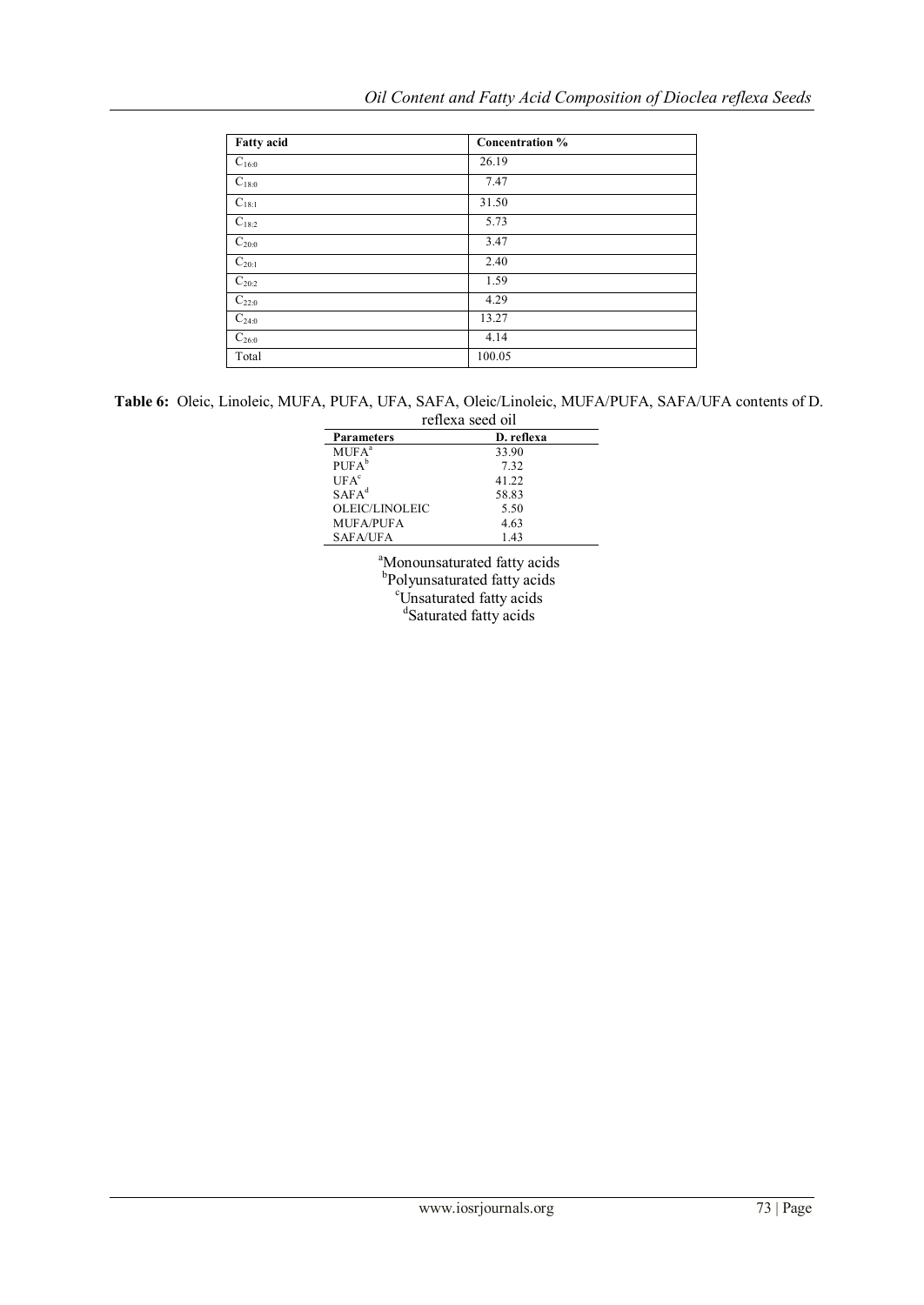| Fatty acid | Concentration % |
|---|---|
| $C_{16:0}$ | 26.19 |
| $C_{18:0}$ | 7.47 |
| $C_{18:1}$ | 31.50 |
| $C_{18:2}$ | 5.73 |
| $C_{20:0}$ | 3.47 |
| $C_{20:1}$ | 2.40 |
| $C_{20:2}$ | 1.59 |
| $C_{22:0}$ | 4.29 |
| $C_{24:0}$ | 13.27 |
| $C_{26:0}$ | 4.14 |
| Total | 100.05 |

**Table 6:** Oleic, Linoleic, MUFA, PUFA, UFA, SAFA, Oleic/Linoleic, MUFA/PUFA, SAFA/UFA contents of D. reflexa seed oil

| Parameters | D. reflexa |
|---|---|
| MUFA[a] | 33.90 |
| PUFA[b] | 7.32 |
| UFA[c] | 41.22 |
| SAFA[d] | 58.83 |
| OLEIC/LINOLEIC | 5.50 |
| MUFA/PUFA | 4.63 |
| SAFA/UFA | 1.43 |

[a]Monounsaturated fatty acids
[b]Polyunsaturated fatty acids
[c]Unsaturated fatty acids
[d]Saturated fatty acids